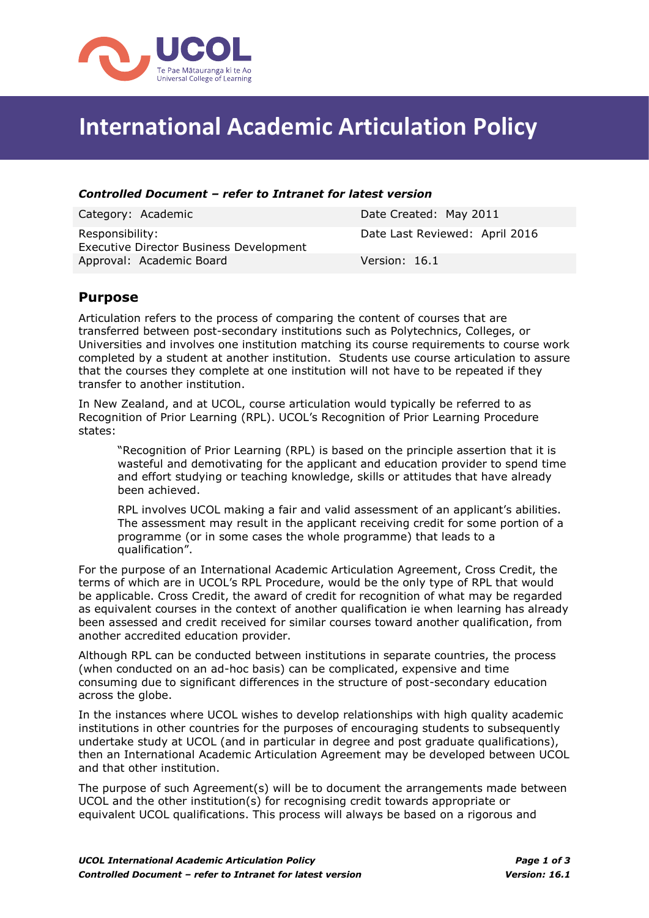# International Academic Articulation Policy

***Controlled Document – refer to Intranet for latest version***

| Category: Academic | Date Created: May 2011 |
|---|---|
| Responsibility: Executive Director Business Development | Date Last Reviewed: April 2016 |
| Approval: Academic Board | Version: 16.1 |

## Purpose

Articulation refers to the process of comparing the content of courses that are transferred between post-secondary institutions such as Polytechnics, Colleges, or Universities and involves one institution matching its course requirements to course work completed by a student at another institution. Students use course articulation to assure that the courses they complete at one institution will not have to be repeated if they transfer to another institution.

In New Zealand, and at UCOL, course articulation would typically be referred to as Recognition of Prior Learning (RPL). UCOL's Recognition of Prior Learning Procedure states:

> "Recognition of Prior Learning (RPL) is based on the principle assertion that it is wasteful and demotivating for the applicant and education provider to spend time and effort studying or teaching knowledge, skills or attitudes that have already been achieved.
>
> RPL involves UCOL making a fair and valid assessment of an applicant's abilities. The assessment may result in the applicant receiving credit for some portion of a programme (or in some cases the whole programme) that leads to a qualification".

For the purpose of an International Academic Articulation Agreement, Cross Credit, the terms of which are in UCOL's RPL Procedure, would be the only type of RPL that would be applicable. Cross Credit, the award of credit for recognition of what may be regarded as equivalent courses in the context of another qualification ie when learning has already been assessed and credit received for similar courses toward another qualification, from another accredited education provider.

Although RPL can be conducted between institutions in separate countries, the process (when conducted on an ad-hoc basis) can be complicated, expensive and time consuming due to significant differences in the structure of post-secondary education across the globe.

In the instances where UCOL wishes to develop relationships with high quality academic institutions in other countries for the purposes of encouraging students to subsequently undertake study at UCOL (and in particular in degree and post graduate qualifications), then an International Academic Articulation Agreement may be developed between UCOL and that other institution.

The purpose of such Agreement(s) will be to document the arrangements made between UCOL and the other institution(s) for recognising credit towards appropriate or equivalent UCOL qualifications. This process will always be based on a rigorous and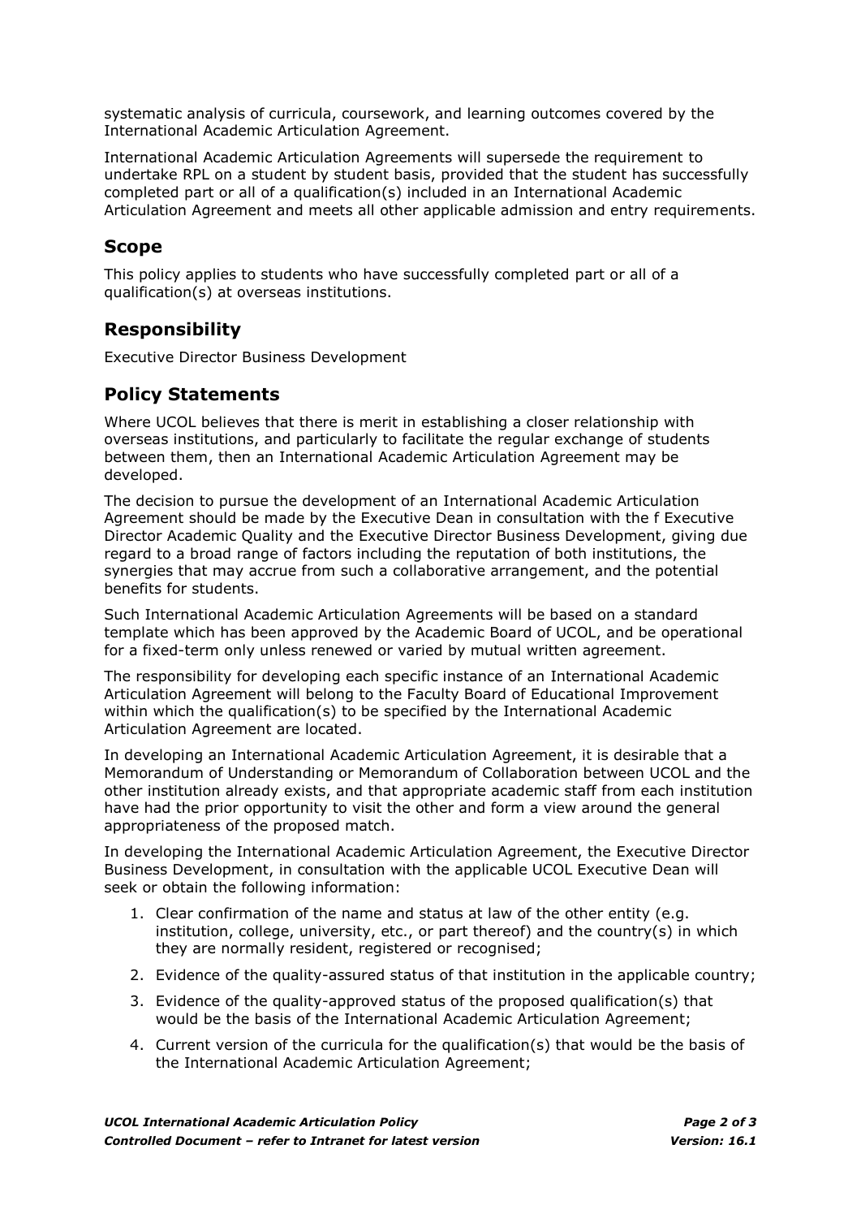systematic analysis of curricula, coursework, and learning outcomes covered by the International Academic Articulation Agreement.

International Academic Articulation Agreements will supersede the requirement to undertake RPL on a student by student basis, provided that the student has successfully completed part or all of a qualification(s) included in an International Academic Articulation Agreement and meets all other applicable admission and entry requirements.

## Scope

This policy applies to students who have successfully completed part or all of a qualification(s) at overseas institutions.

## Responsibility

Executive Director Business Development

## Policy Statements

Where UCOL believes that there is merit in establishing a closer relationship with overseas institutions, and particularly to facilitate the regular exchange of students between them, then an International Academic Articulation Agreement may be developed.

The decision to pursue the development of an International Academic Articulation Agreement should be made by the Executive Dean in consultation with the f Executive Director Academic Quality and the Executive Director Business Development, giving due regard to a broad range of factors including the reputation of both institutions, the synergies that may accrue from such a collaborative arrangement, and the potential benefits for students.

Such International Academic Articulation Agreements will be based on a standard template which has been approved by the Academic Board of UCOL, and be operational for a fixed-term only unless renewed or varied by mutual written agreement.

The responsibility for developing each specific instance of an International Academic Articulation Agreement will belong to the Faculty Board of Educational Improvement within which the qualification(s) to be specified by the International Academic Articulation Agreement are located.

In developing an International Academic Articulation Agreement, it is desirable that a Memorandum of Understanding or Memorandum of Collaboration between UCOL and the other institution already exists, and that appropriate academic staff from each institution have had the prior opportunity to visit the other and form a view around the general appropriateness of the proposed match.

In developing the International Academic Articulation Agreement, the Executive Director Business Development, in consultation with the applicable UCOL Executive Dean will seek or obtain the following information:

1. Clear confirmation of the name and status at law of the other entity (e.g. institution, college, university, etc., or part thereof) and the country(s) in which they are normally resident, registered or recognised;
2. Evidence of the quality-assured status of that institution in the applicable country;
3. Evidence of the quality-approved status of the proposed qualification(s) that would be the basis of the International Academic Articulation Agreement;
4. Current version of the curricula for the qualification(s) that would be the basis of the International Academic Articulation Agreement;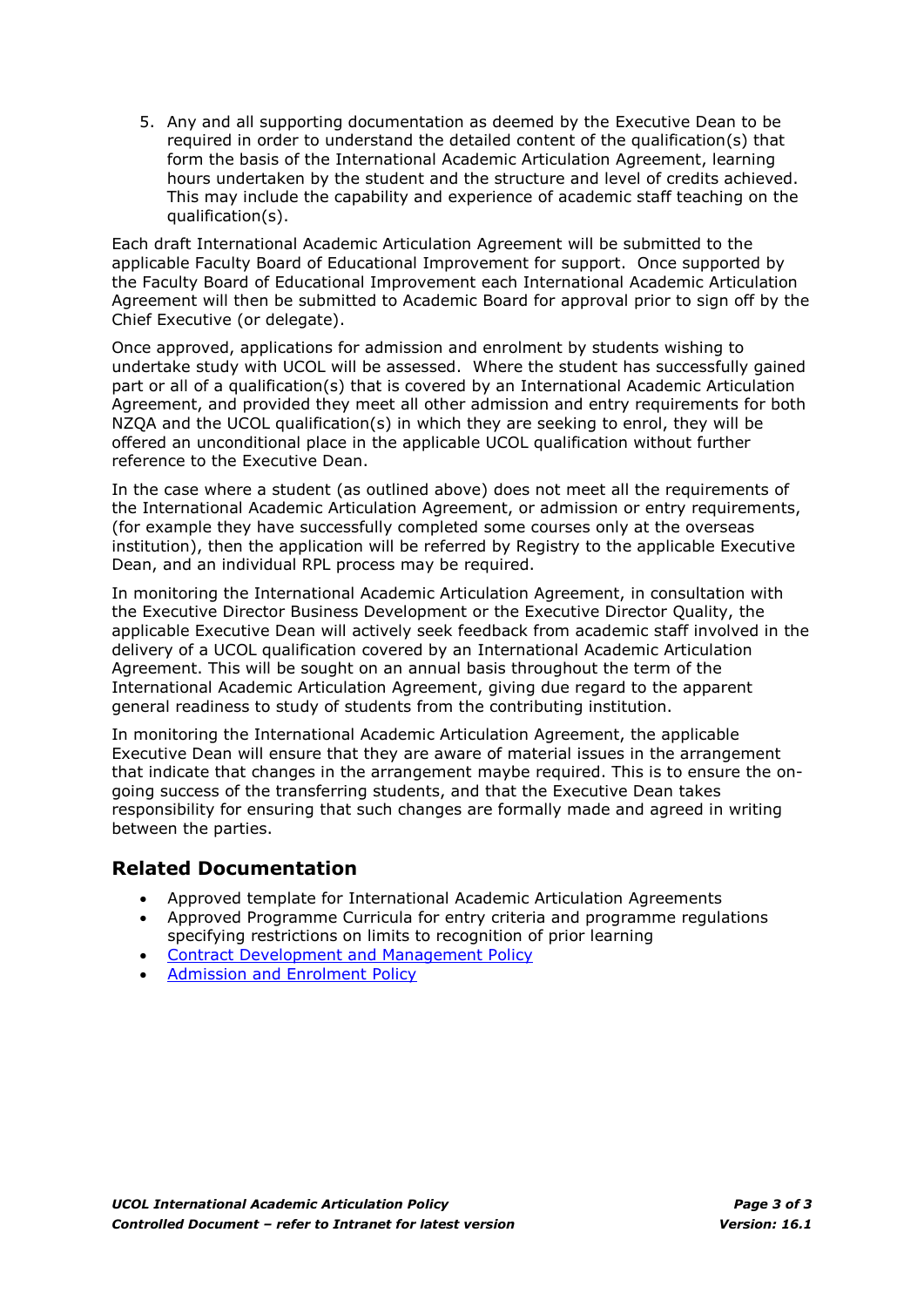5. Any and all supporting documentation as deemed by the Executive Dean to be required in order to understand the detailed content of the qualification(s) that form the basis of the International Academic Articulation Agreement, learning hours undertaken by the student and the structure and level of credits achieved. This may include the capability and experience of academic staff teaching on the qualification(s).

Each draft International Academic Articulation Agreement will be submitted to the applicable Faculty Board of Educational Improvement for support. Once supported by the Faculty Board of Educational Improvement each International Academic Articulation Agreement will then be submitted to Academic Board for approval prior to sign off by the Chief Executive (or delegate).

Once approved, applications for admission and enrolment by students wishing to undertake study with UCOL will be assessed. Where the student has successfully gained part or all of a qualification(s) that is covered by an International Academic Articulation Agreement, and provided they meet all other admission and entry requirements for both NZQA and the UCOL qualification(s) in which they are seeking to enrol, they will be offered an unconditional place in the applicable UCOL qualification without further reference to the Executive Dean.

In the case where a student (as outlined above) does not meet all the requirements of the International Academic Articulation Agreement, or admission or entry requirements, (for example they have successfully completed some courses only at the overseas institution), then the application will be referred by Registry to the applicable Executive Dean, and an individual RPL process may be required.

In monitoring the International Academic Articulation Agreement, in consultation with the Executive Director Business Development or the Executive Director Quality, the applicable Executive Dean will actively seek feedback from academic staff involved in the delivery of a UCOL qualification covered by an International Academic Articulation Agreement. This will be sought on an annual basis throughout the term of the International Academic Articulation Agreement, giving due regard to the apparent general readiness to study of students from the contributing institution.

In monitoring the International Academic Articulation Agreement, the applicable Executive Dean will ensure that they are aware of material issues in the arrangement that indicate that changes in the arrangement maybe required. This is to ensure the on-going success of the transferring students, and that the Executive Dean takes responsibility for ensuring that such changes are formally made and agreed in writing between the parties.

## Related Documentation

- Approved template for International Academic Articulation Agreements
- Approved Programme Curricula for entry criteria and programme regulations specifying restrictions on limits to recognition of prior learning
- Contract Development and Management Policy
- Admission and Enrolment Policy